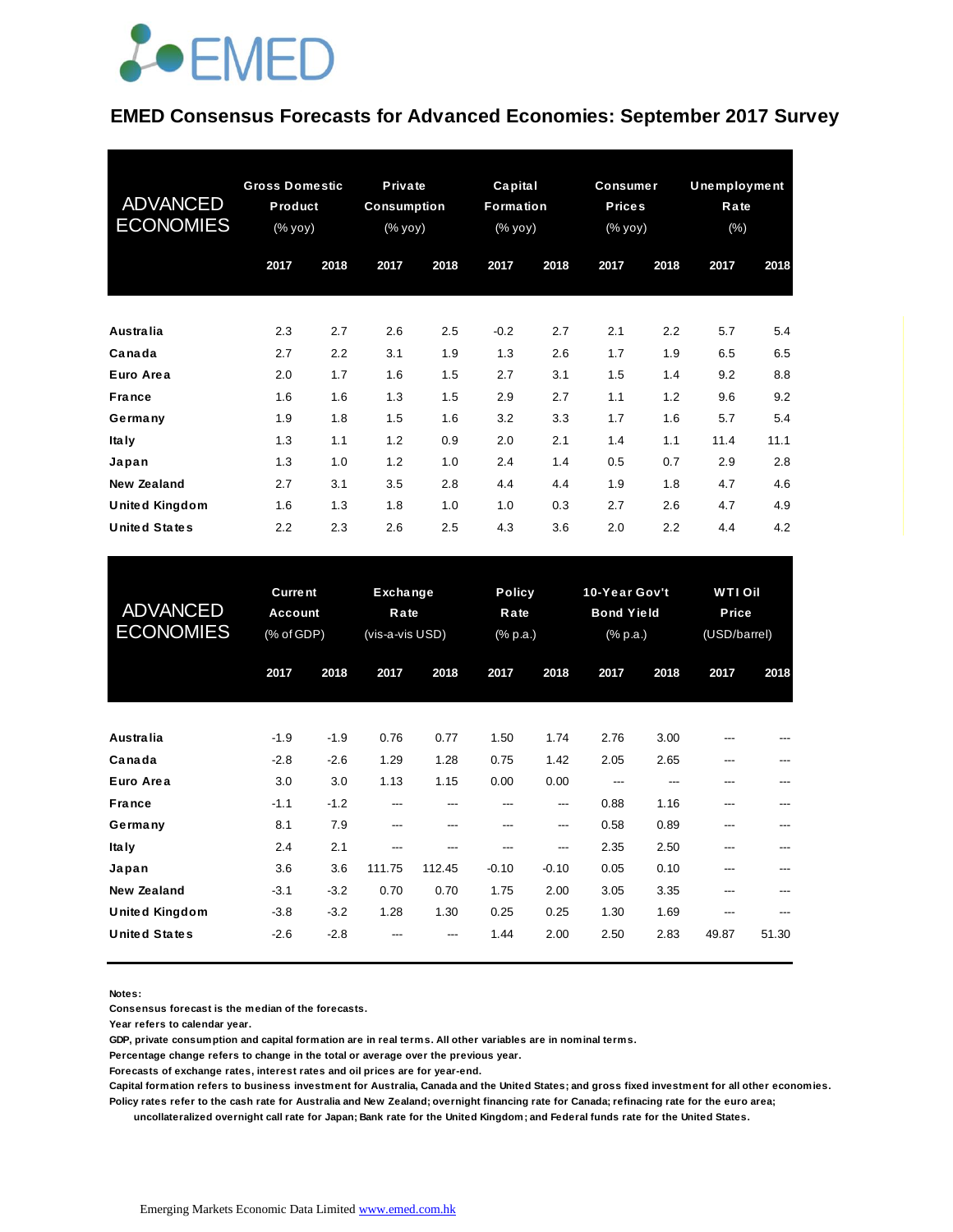# EMED Consensus Forecasts for Advanced Economies: September 2017 Survey

| ADVANCED ECONOMIES | Gross Domestic Product (% yoy) | | Private Consumption (% yoy) | | Capital Formation (% yoy) | | Consumer Prices (% yoy) | | Unemployment Rate (%) | |
|---|---|---|---|---|---|---|---|---|---|---|
| | 2017 | 2018 | 2017 | 2018 | 2017 | 2018 | 2017 | 2018 | 2017 | 2018 |
| Australia | 2.3 | 2.7 | 2.6 | 2.5 | -0.2 | 2.7 | 2.1 | 2.2 | 5.7 | 5.4 |
| Canada | 2.7 | 2.2 | 3.1 | 1.9 | 1.3 | 2.6 | 1.7 | 1.9 | 6.5 | 6.5 |
| Euro Area | 2.0 | 1.7 | 1.6 | 1.5 | 2.7 | 3.1 | 1.5 | 1.4 | 9.2 | 8.8 |
| France | 1.6 | 1.6 | 1.3 | 1.5 | 2.9 | 2.7 | 1.1 | 1.2 | 9.6 | 9.2 |
| Germany | 1.9 | 1.8 | 1.5 | 1.6 | 3.2 | 3.3 | 1.7 | 1.6 | 5.7 | 5.4 |
| Italy | 1.3 | 1.1 | 1.2 | 0.9 | 2.0 | 2.1 | 1.4 | 1.1 | 11.4 | 11.1 |
| Japan | 1.3 | 1.0 | 1.2 | 1.0 | 2.4 | 1.4 | 0.5 | 0.7 | 2.9 | 2.8 |
| New Zealand | 2.7 | 3.1 | 3.5 | 2.8 | 4.4 | 4.4 | 1.9 | 1.8 | 4.7 | 4.6 |
| United Kingdom | 1.6 | 1.3 | 1.8 | 1.0 | 1.0 | 0.3 | 2.7 | 2.6 | 4.7 | 4.9 |
| United States | 2.2 | 2.3 | 2.6 | 2.5 | 4.3 | 3.6 | 2.0 | 2.2 | 4.4 | 4.2 |

| ADVANCED ECONOMIES | Current Account (% of GDP) | | Exchange Rate (vis-a-vis USD) | | Policy Rate (% p.a.) | | 10-Year Gov't Bond Yield (% p.a.) | | WTI Oil Price (USD/barrel) | |
|---|---|---|---|---|---|---|---|---|---|---|
| | 2017 | 2018 | 2017 | 2018 | 2017 | 2018 | 2017 | 2018 | 2017 | 2018 |
| Australia | -1.9 | -1.9 | 0.76 | 0.77 | 1.50 | 1.74 | 2.76 | 3.00 | --- | --- |
| Canada | -2.8 | -2.6 | 1.29 | 1.28 | 0.75 | 1.42 | 2.05 | 2.65 | --- | --- |
| Euro Area | 3.0 | 3.0 | 1.13 | 1.15 | 0.00 | 0.00 | --- | --- | --- | --- |
| France | -1.1 | -1.2 | --- | --- | --- | --- | 0.88 | 1.16 | --- | --- |
| Germany | 8.1 | 7.9 | --- | --- | --- | --- | 0.58 | 0.89 | --- | --- |
| Italy | 2.4 | 2.1 | --- | --- | --- | --- | 2.35 | 2.50 | --- | --- |
| Japan | 3.6 | 3.6 | 111.75 | 112.45 | -0.10 | -0.10 | 0.05 | 0.10 | --- | --- |
| New Zealand | -3.1 | -3.2 | 0.70 | 0.70 | 1.75 | 2.00 | 3.05 | 3.35 | --- | --- |
| United Kingdom | -3.8 | -3.2 | 1.28 | 1.30 | 0.25 | 0.25 | 1.30 | 1.69 | --- | --- |
| United States | -2.6 | -2.8 | --- | --- | 1.44 | 2.00 | 2.50 | 2.83 | 49.87 | 51.30 |

**Notes:**
Consensus forecast is the median of the forecasts.
Year refers to calendar year.
GDP, private consumption and capital formation are in real terms. All other variables are in nominal terms.
Percentage change refers to change in the total or average over the previous year.
Forecasts of exchange rates, interest rates and oil prices are for year-end.
Capital formation refers to business investment for Australia, Canada and the United States; and gross fixed investment for all other economies.
Policy rates refer to the cash rate for Australia and New Zealand; overnight financing rate for Canada; refinacing rate for the euro area; uncollateralized overnight call rate for Japan; Bank rate for the United Kingdom; and Federal funds rate for the United States.

Emerging Markets Economic Data Limited [www.emed.com.hk](http://www.emed.com.hk)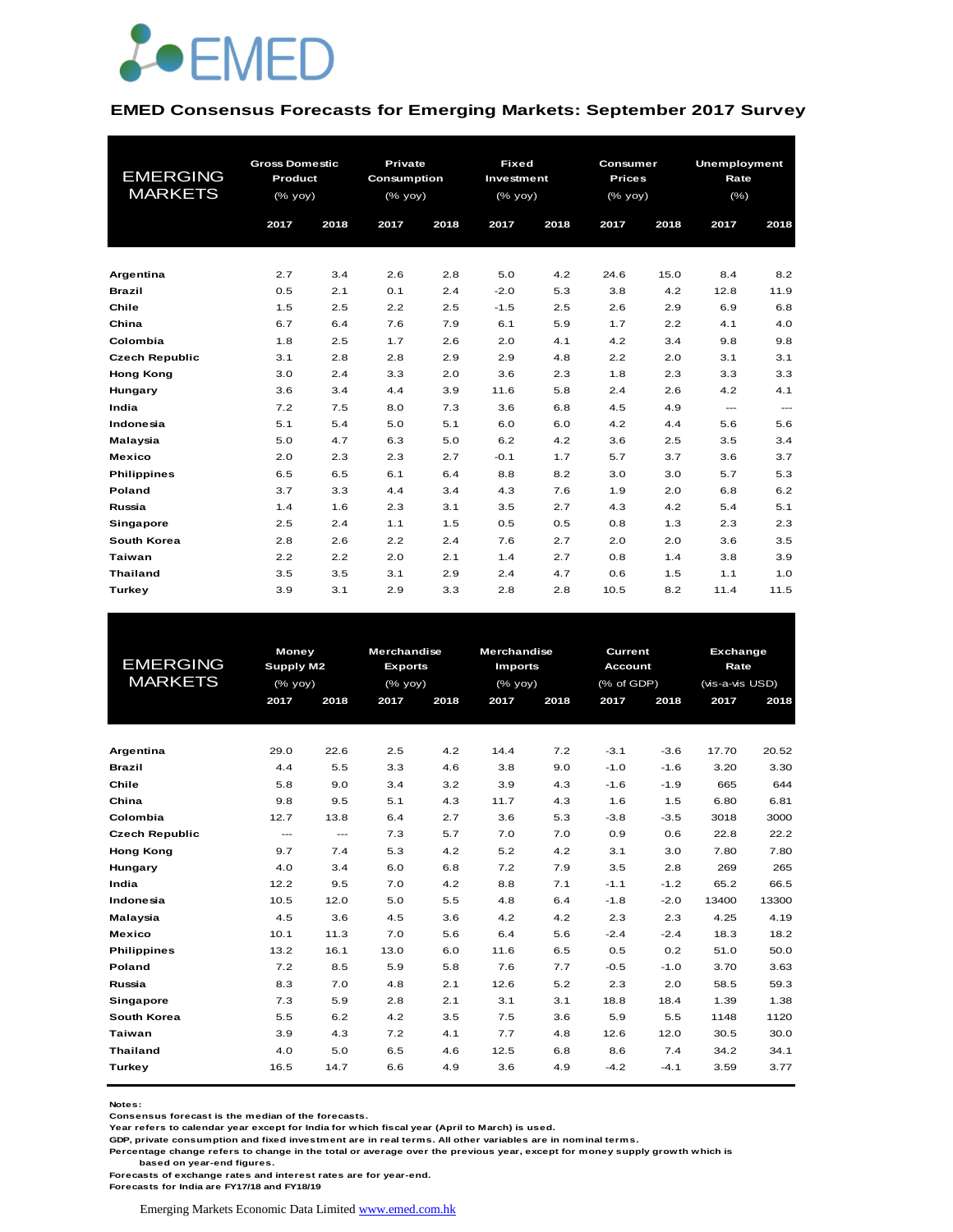# EMED Consensus Forecasts for Emerging Markets: September 2017 Survey

| EMERGING MARKETS | Gross Domestic Product (% yoy) | | Private Consumption (% yoy) | | Fixed Investment (% yoy) | | Consumer Prices (% yoy) | | Unemployment Rate (%) | |
|---|---|---|---|---|---|---|---|---|---|---|
| | 2017 | 2018 | 2017 | 2018 | 2017 | 2018 | 2017 | 2018 | 2017 | 2018 |
| **Argentina** | 2.7 | 3.4 | 2.6 | 2.8 | 5.0 | 4.2 | 24.6 | 15.0 | 8.4 | 8.2 |
| **Brazil** | 0.5 | 2.1 | 0.1 | 2.4 | -2.0 | 5.3 | 3.8 | 4.2 | 12.8 | 11.9 |
| **Chile** | 1.5 | 2.5 | 2.2 | 2.5 | -1.5 | 2.5 | 2.6 | 2.9 | 6.9 | 6.8 |
| **China** | 6.7 | 6.4 | 7.6 | 7.9 | 6.1 | 5.9 | 1.7 | 2.2 | 4.1 | 4.0 |
| **Colombia** | 1.8 | 2.5 | 1.7 | 2.6 | 2.0 | 4.1 | 4.2 | 3.4 | 9.8 | 9.8 |
| **Czech Republic** | 3.1 | 2.8 | 2.8 | 2.9 | 2.9 | 4.8 | 2.2 | 2.0 | 3.1 | 3.1 |
| **Hong Kong** | 3.0 | 2.4 | 3.3 | 2.0 | 3.6 | 2.3 | 1.8 | 2.3 | 3.3 | 3.3 |
| **Hungary** | 3.6 | 3.4 | 4.4 | 3.9 | 11.6 | 5.8 | 2.4 | 2.6 | 4.2 | 4.1 |
| **India** | 7.2 | 7.5 | 8.0 | 7.3 | 3.6 | 6.8 | 4.5 | 4.9 | --- | --- |
| **Indonesia** | 5.1 | 5.4 | 5.0 | 5.1 | 6.0 | 6.0 | 4.2 | 4.4 | 5.6 | 5.6 |
| **Malaysia** | 5.0 | 4.7 | 6.3 | 5.0 | 6.2 | 4.2 | 3.6 | 2.5 | 3.5 | 3.4 |
| **Mexico** | 2.0 | 2.3 | 2.3 | 2.7 | -0.1 | 1.7 | 5.7 | 3.7 | 3.6 | 3.7 |
| **Philippines** | 6.5 | 6.5 | 6.1 | 6.4 | 8.8 | 8.2 | 3.0 | 3.0 | 5.7 | 5.3 |
| **Poland** | 3.7 | 3.3 | 4.4 | 3.4 | 4.3 | 7.6 | 1.9 | 2.0 | 6.8 | 6.2 |
| **Russia** | 1.4 | 1.6 | 2.3 | 3.1 | 3.5 | 2.7 | 4.3 | 4.2 | 5.4 | 5.1 |
| **Singapore** | 2.5 | 2.4 | 1.1 | 1.5 | 0.5 | 0.5 | 0.8 | 1.3 | 2.3 | 2.3 |
| **South Korea** | 2.8 | 2.6 | 2.2 | 2.4 | 7.6 | 2.7 | 2.0 | 2.0 | 3.6 | 3.5 |
| **Taiwan** | 2.2 | 2.2 | 2.0 | 2.1 | 1.4 | 2.7 | 0.8 | 1.4 | 3.8 | 3.9 |
| **Thailand** | 3.5 | 3.5 | 3.1 | 2.9 | 2.4 | 4.7 | 0.6 | 1.5 | 1.1 | 1.0 |
| **Turkey** | 3.9 | 3.1 | 2.9 | 3.3 | 2.8 | 2.8 | 10.5 | 8.2 | 11.4 | 11.5 |

| EMERGING MARKETS | Money Supply M2 (% yoy) | | Merchandise Exports (% yoy) | | Merchandise Imports (% yoy) | | Current Account (% of GDP) | | Exchange Rate (vis-a-vis USD) | |
|---|---|---|---|---|---|---|---|---|---|---|
| | 2017 | 2018 | 2017 | 2018 | 2017 | 2018 | 2017 | 2018 | 2017 | 2018 |
| **Argentina** | 29.0 | 22.6 | 2.5 | 4.2 | 14.4 | 7.2 | -3.1 | -3.6 | 17.70 | 20.52 |
| **Brazil** | 4.4 | 5.5 | 3.3 | 4.6 | 3.8 | 9.0 | -1.0 | -1.6 | 3.20 | 3.30 |
| **Chile** | 5.8 | 9.0 | 3.4 | 3.2 | 3.9 | 4.3 | -1.6 | -1.9 | 665 | 644 |
| **China** | 9.8 | 9.5 | 5.1 | 4.3 | 11.7 | 4.3 | 1.6 | 1.5 | 6.80 | 6.81 |
| **Colombia** | 12.7 | 13.8 | 6.4 | 2.7 | 3.6 | 5.3 | -3.8 | -3.5 | 3018 | 3000 |
| **Czech Republic** | --- | --- | 7.3 | 5.7 | 7.0 | 7.0 | 0.9 | 0.6 | 22.8 | 22.2 |
| **Hong Kong** | 9.7 | 7.4 | 5.3 | 4.2 | 5.2 | 4.2 | 3.1 | 3.0 | 7.80 | 7.80 |
| **Hungary** | 4.0 | 3.4 | 6.0 | 6.8 | 7.2 | 7.9 | 3.5 | 2.8 | 269 | 265 |
| **India** | 12.2 | 9.5 | 7.0 | 4.2 | 8.8 | 7.1 | -1.1 | -1.2 | 65.2 | 66.5 |
| **Indonesia** | 10.5 | 12.0 | 5.0 | 5.5 | 4.8 | 6.4 | -1.8 | -2.0 | 13400 | 13300 |
| **Malaysia** | 4.5 | 3.6 | 4.5 | 3.6 | 4.2 | 4.2 | 2.3 | 2.3 | 4.25 | 4.19 |
| **Mexico** | 10.1 | 11.3 | 7.0 | 5.6 | 6.4 | 5.6 | -2.4 | -2.4 | 18.3 | 18.2 |
| **Philippines** | 13.2 | 16.1 | 13.0 | 6.0 | 11.6 | 6.5 | 0.5 | 0.2 | 51.0 | 50.0 |
| **Poland** | 7.2 | 8.5 | 5.9 | 5.8 | 7.6 | 7.7 | -0.5 | -1.0 | 3.70 | 3.63 |
| **Russia** | 8.3 | 7.0 | 4.8 | 2.1 | 12.6 | 5.2 | 2.3 | 2.0 | 58.5 | 59.3 |
| **Singapore** | 7.3 | 5.9 | 2.8 | 2.1 | 3.1 | 3.1 | 18.8 | 18.4 | 1.39 | 1.38 |
| **South Korea** | 5.5 | 6.2 | 4.2 | 3.5 | 7.5 | 3.6 | 5.9 | 5.5 | 1148 | 1120 |
| **Taiwan** | 3.9 | 4.3 | 7.2 | 4.1 | 7.7 | 4.8 | 12.6 | 12.0 | 30.5 | 30.0 |
| **Thailand** | 4.0 | 5.0 | 6.5 | 4.6 | 12.5 | 6.8 | 8.6 | 7.4 | 34.2 | 34.1 |
| **Turkey** | 16.5 | 14.7 | 6.6 | 4.9 | 3.6 | 4.9 | -4.2 | -4.1 | 3.59 | 3.77 |

**Notes:**
**Consensus forecast is the median of the forecasts.**
**Year refers to calendar year except for India for which fiscal year (April to March) is used.**
**GDP, private consumption and fixed investment are in real terms. All other variables are in nominal terms.**
**Percentage change refers to change in the total or average over the previous year, except for money supply growth which is based on year-end figures.**
**Forecasts of exchange rates and interest rates are for year-end.**
**Forecasts for India are FY17/18 and FY18/19**

Emerging Markets Economic Data Limited [www.emed.com.hk](http://www.emed.com.hk)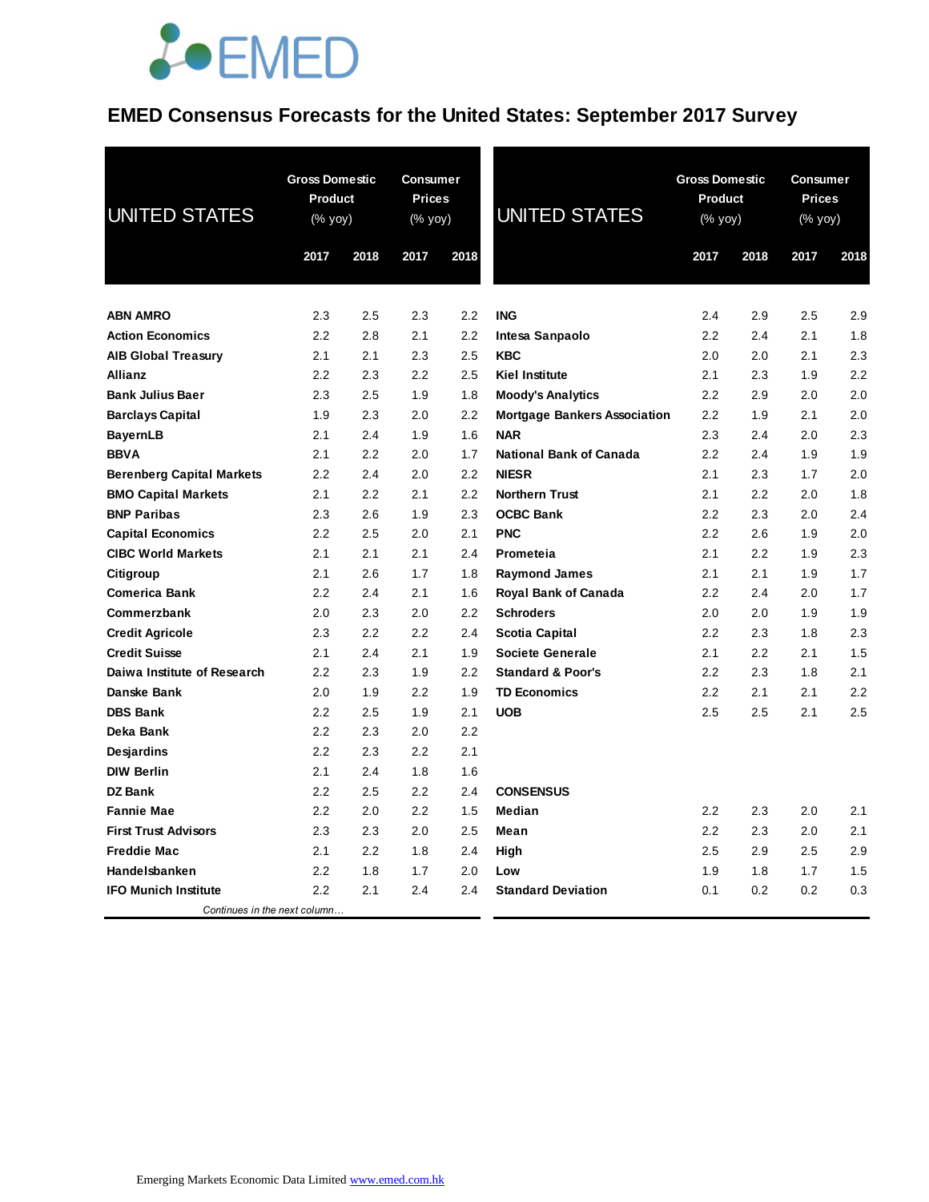# EMED Consensus Forecasts for the United States: September 2017 Survey

| UNITED STATES | Gross Domestic Product (% yoy) | | Consumer Prices (% yoy) | |
|---|---|---|---|---|
| | 2017 | 2018 | 2017 | 2018 |
| **ABN AMRO** | 2.3 | 2.5 | 2.3 | 2.2 |
| **Action Economics** | 2.2 | 2.8 | 2.1 | 2.2 |
| **AIB Global Treasury** | 2.1 | 2.1 | 2.3 | 2.5 |
| **Allianz** | 2.2 | 2.3 | 2.2 | 2.5 |
| **Bank Julius Baer** | 2.3 | 2.5 | 1.9 | 1.8 |
| **Barclays Capital** | 1.9 | 2.3 | 2.0 | 2.2 |
| **BayernLB** | 2.1 | 2.4 | 1.9 | 1.6 |
| **BBVA** | 2.1 | 2.2 | 2.0 | 1.7 |
| **Berenberg Capital Markets** | 2.2 | 2.4 | 2.0 | 2.2 |
| **BMO Capital Markets** | 2.1 | 2.2 | 2.1 | 2.2 |
| **BNP Paribas** | 2.3 | 2.6 | 1.9 | 2.3 |
| **Capital Economics** | 2.2 | 2.5 | 2.0 | 2.1 |
| **CIBC World Markets** | 2.1 | 2.1 | 2.1 | 2.4 |
| **Citigroup** | 2.1 | 2.6 | 1.7 | 1.8 |
| **Comerica Bank** | 2.2 | 2.4 | 2.1 | 1.6 |
| **Commerzbank** | 2.0 | 2.3 | 2.0 | 2.2 |
| **Credit Agricole** | 2.3 | 2.2 | 2.2 | 2.4 |
| **Credit Suisse** | 2.1 | 2.4 | 2.1 | 1.9 |
| **Daiwa Institute of Research** | 2.2 | 2.3 | 1.9 | 2.2 |
| **Danske Bank** | 2.0 | 1.9 | 2.2 | 1.9 |
| **DBS Bank** | 2.2 | 2.5 | 1.9 | 2.1 |
| **Deka Bank** | 2.2 | 2.3 | 2.0 | 2.2 |
| **Desjardins** | 2.2 | 2.3 | 2.2 | 2.1 |
| **DIW Berlin** | 2.1 | 2.4 | 1.8 | 1.6 |
| **DZ Bank** | 2.2 | 2.5 | 2.2 | 2.4 |
| **Fannie Mae** | 2.2 | 2.0 | 2.2 | 1.5 |
| **First Trust Advisors** | 2.3 | 2.3 | 2.0 | 2.5 |
| **Freddie Mac** | 2.1 | 2.2 | 1.8 | 2.4 |
| **Handelsbanken** | 2.2 | 1.8 | 1.7 | 2.0 |
| **IFO Munich Institute** | 2.2 | 2.1 | 2.4 | 2.4 |
| **ING** | 2.4 | 2.9 | 2.5 | 2.9 |
| **Intesa Sanpaolo** | 2.2 | 2.4 | 2.1 | 1.8 |
| **KBC** | 2.0 | 2.0 | 2.1 | 2.3 |
| **Kiel Institute** | 2.1 | 2.3 | 1.9 | 2.2 |
| **Moody's Analytics** | 2.2 | 2.9 | 2.0 | 2.0 |
| **Mortgage Bankers Association** | 2.2 | 1.9 | 2.1 | 2.0 |
| **NAR** | 2.3 | 2.4 | 2.0 | 2.3 |
| **National Bank of Canada** | 2.2 | 2.4 | 1.9 | 1.9 |
| **NIESR** | 2.1 | 2.3 | 1.7 | 2.0 |
| **Northern Trust** | 2.1 | 2.2 | 2.0 | 1.8 |
| **OCBC Bank** | 2.2 | 2.3 | 2.0 | 2.4 |
| **PNC** | 2.2 | 2.6 | 1.9 | 2.0 |
| **Prometeia** | 2.1 | 2.2 | 1.9 | 2.3 |
| **Raymond James** | 2.1 | 2.1 | 1.9 | 1.7 |
| **Royal Bank of Canada** | 2.2 | 2.4 | 2.0 | 1.7 |
| **Schroders** | 2.0 | 2.0 | 1.9 | 1.9 |
| **Scotia Capital** | 2.2 | 2.3 | 1.8 | 2.3 |
| **Societe Generale** | 2.1 | 2.2 | 2.1 | 1.5 |
| **Standard & Poor's** | 2.2 | 2.3 | 1.8 | 2.1 |
| **TD Economics** | 2.2 | 2.1 | 2.1 | 2.2 |
| **UOB** | 2.5 | 2.5 | 2.1 | 2.5 |
| **CONSENSUS** | | | | |
| **Median** | 2.2 | 2.3 | 2.0 | 2.1 |
| **Mean** | 2.2 | 2.3 | 2.0 | 2.1 |
| **High** | 2.5 | 2.9 | 2.5 | 2.9 |
| **Low** | 1.9 | 1.8 | 1.7 | 1.5 |
| **Standard Deviation** | 0.1 | 0.2 | 0.2 | 0.3 |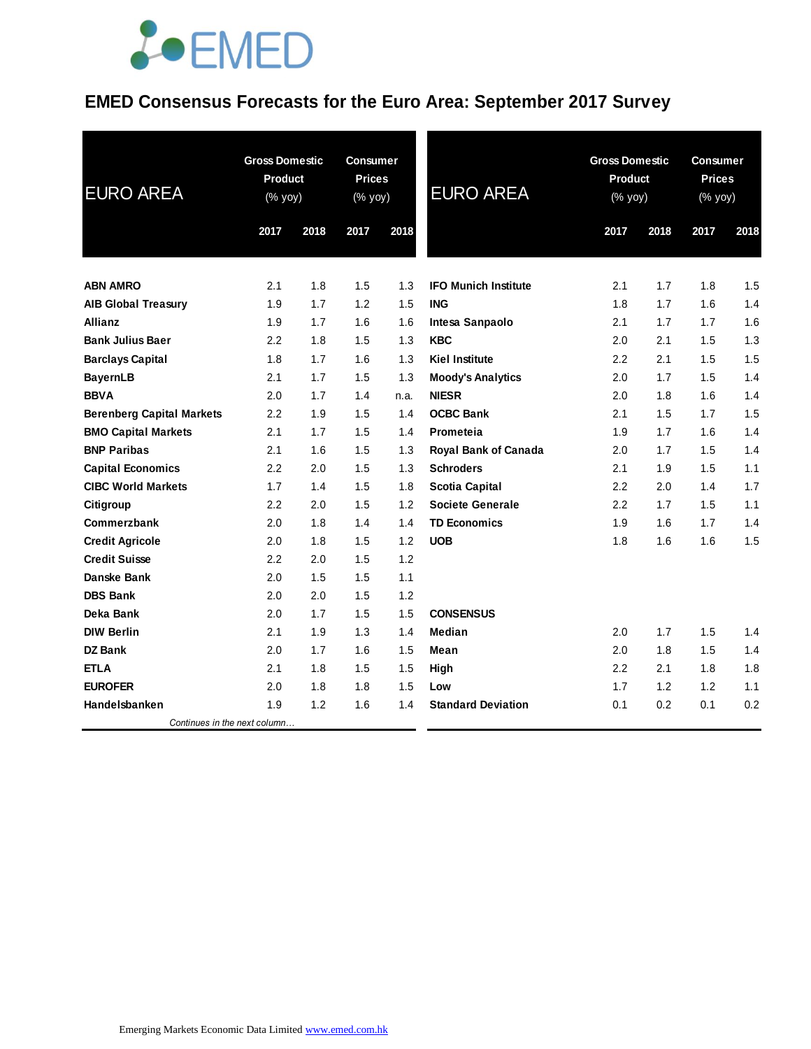# EMED Consensus Forecasts for the Euro Area: September 2017 Survey

| EURO AREA | Gross Domestic Product (% yoy) | | Consumer Prices (% yoy) | |
|---|---|---|---|---|
| | 2017 | 2018 | 2017 | 2018 |
| ABN AMRO | 2.1 | 1.8 | 1.5 | 1.3 |
| AIB Global Treasury | 1.9 | 1.7 | 1.2 | 1.5 |
| Allianz | 1.9 | 1.7 | 1.6 | 1.6 |
| Bank Julius Baer | 2.2 | 1.8 | 1.5 | 1.3 |
| Barclays Capital | 1.8 | 1.7 | 1.6 | 1.3 |
| BayernLB | 2.1 | 1.7 | 1.5 | 1.3 |
| BBVA | 2.0 | 1.7 | 1.4 | n.a. |
| Berenberg Capital Markets | 2.2 | 1.9 | 1.5 | 1.4 |
| BMO Capital Markets | 2.1 | 1.7 | 1.5 | 1.4 |
| BNP Paribas | 2.1 | 1.6 | 1.5 | 1.3 |
| Capital Economics | 2.2 | 2.0 | 1.5 | 1.3 |
| CIBC World Markets | 1.7 | 1.4 | 1.5 | 1.8 |
| Citigroup | 2.2 | 2.0 | 1.5 | 1.2 |
| Commerzbank | 2.0 | 1.8 | 1.4 | 1.4 |
| Credit Agricole | 2.0 | 1.8 | 1.5 | 1.2 |
| Credit Suisse | 2.2 | 2.0 | 1.5 | 1.2 |
| Danske Bank | 2.0 | 1.5 | 1.5 | 1.1 |
| DBS Bank | 2.0 | 2.0 | 1.5 | 1.2 |
| Deka Bank | 2.0 | 1.7 | 1.5 | 1.5 |
| DIW Berlin | 2.1 | 1.9 | 1.3 | 1.4 |
| DZ Bank | 2.0 | 1.7 | 1.6 | 1.5 |
| ETLA | 2.1 | 1.8 | 1.5 | 1.5 |
| EUROFER | 2.0 | 1.8 | 1.8 | 1.5 |
| Handelsbanken | 1.9 | 1.2 | 1.6 | 1.4 |
| IFO Munich Institute | 2.1 | 1.7 | 1.8 | 1.5 |
| ING | 1.8 | 1.7 | 1.6 | 1.4 |
| Intesa Sanpaolo | 2.1 | 1.7 | 1.7 | 1.6 |
| KBC | 2.0 | 2.1 | 1.5 | 1.3 |
| Kiel Institute | 2.2 | 2.1 | 1.5 | 1.5 |
| Moody's Analytics | 2.0 | 1.7 | 1.5 | 1.4 |
| NIESR | 2.0 | 1.8 | 1.6 | 1.4 |
| OCBC Bank | 2.1 | 1.5 | 1.7 | 1.5 |
| Prometeia | 1.9 | 1.7 | 1.6 | 1.4 |
| Royal Bank of Canada | 2.0 | 1.7 | 1.5 | 1.4 |
| Schroders | 2.1 | 1.9 | 1.5 | 1.1 |
| Scotia Capital | 2.2 | 2.0 | 1.4 | 1.7 |
| Societe Generale | 2.2 | 1.7 | 1.5 | 1.1 |
| TD Economics | 1.9 | 1.6 | 1.7 | 1.4 |
| UOB | 1.8 | 1.6 | 1.6 | 1.5 |
| **CONSENSUS** | | | | |
| Median | 2.0 | 1.7 | 1.5 | 1.4 |
| Mean | 2.0 | 1.8 | 1.5 | 1.4 |
| High | 2.2 | 2.1 | 1.8 | 1.8 |
| Low | 1.7 | 1.2 | 1.2 | 1.1 |
| Standard Deviation | 0.1 | 0.2 | 0.1 | 0.2 |

Emerging Markets Economic Data Limited www.emed.com.hk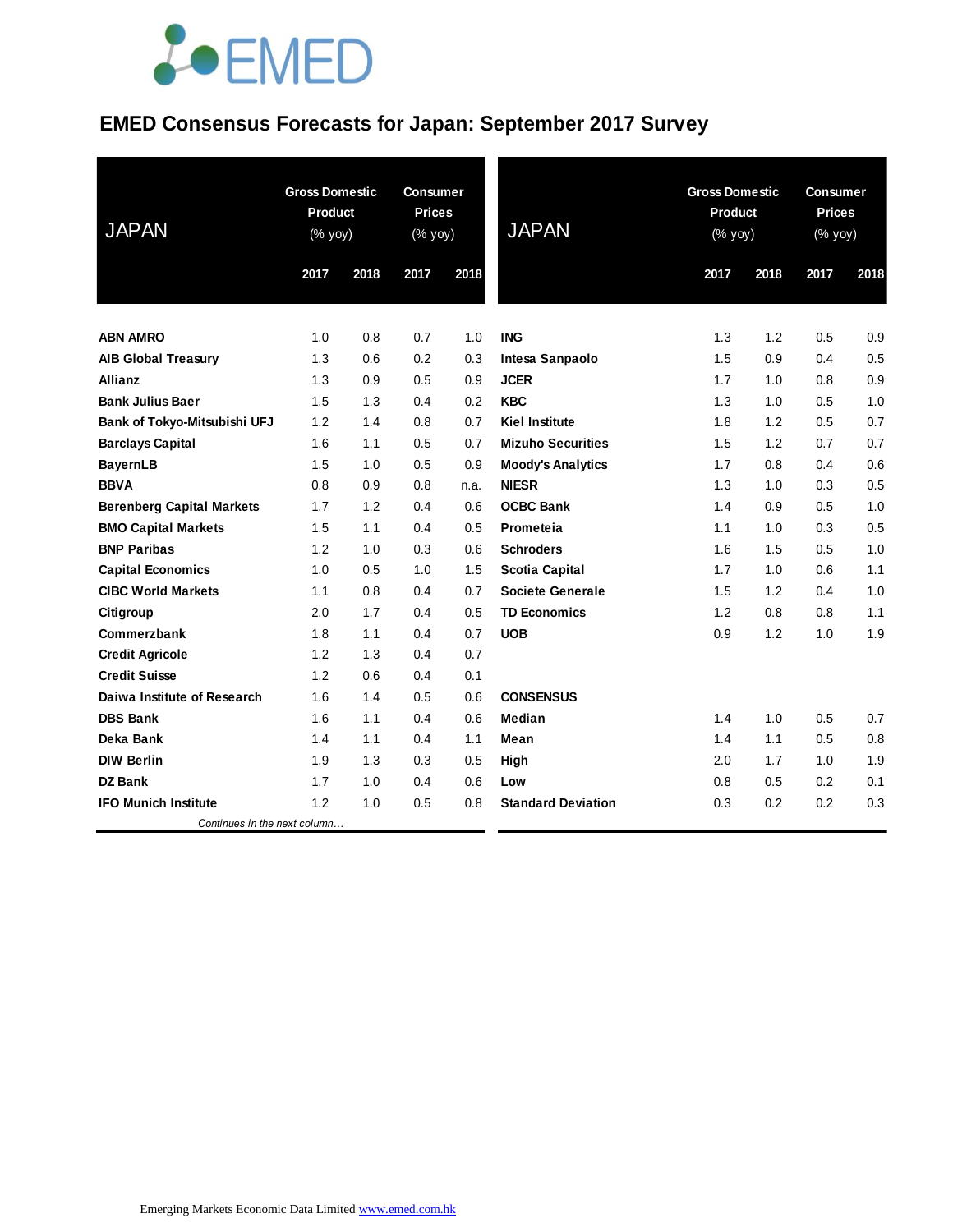# EMED Consensus Forecasts for Japan: September 2017 Survey

| JAPAN | Gross Domestic Product (% yoy) | | Consumer Prices (% yoy) | |
|---|---|---|---|---|
| | 2017 | 2018 | 2017 | 2018 |
| **ABN AMRO** | 1.0 | 0.8 | 0.7 | 1.0 |
| **AIB Global Treasury** | 1.3 | 0.6 | 0.2 | 0.3 |
| **Allianz** | 1.3 | 0.9 | 0.5 | 0.9 |
| **Bank Julius Baer** | 1.5 | 1.3 | 0.4 | 0.2 |
| **Bank of Tokyo-Mitsubishi UFJ** | 1.2 | 1.4 | 0.8 | 0.7 |
| **Barclays Capital** | 1.6 | 1.1 | 0.5 | 0.7 |
| **BayernLB** | 1.5 | 1.0 | 0.5 | 0.9 |
| **BBVA** | 0.8 | 0.9 | 0.8 | n.a. |
| **Berenberg Capital Markets** | 1.7 | 1.2 | 0.4 | 0.6 |
| **BMO Capital Markets** | 1.5 | 1.1 | 0.4 | 0.5 |
| **BNP Paribas** | 1.2 | 1.0 | 0.3 | 0.6 |
| **Capital Economics** | 1.0 | 0.5 | 1.0 | 1.5 |
| **CIBC World Markets** | 1.1 | 0.8 | 0.4 | 0.7 |
| **Citigroup** | 2.0 | 1.7 | 0.4 | 0.5 |
| **Commerzbank** | 1.8 | 1.1 | 0.4 | 0.7 |
| **Credit Agricole** | 1.2 | 1.3 | 0.4 | 0.7 |
| **Credit Suisse** | 1.2 | 0.6 | 0.4 | 0.1 |
| **Daiwa Institute of Research** | 1.6 | 1.4 | 0.5 | 0.6 |
| **DBS Bank** | 1.6 | 1.1 | 0.4 | 0.6 |
| **Deka Bank** | 1.4 | 1.1 | 0.4 | 1.1 |
| **DIW Berlin** | 1.9 | 1.3 | 0.3 | 0.5 |
| **DZ Bank** | 1.7 | 1.0 | 0.4 | 0.6 |
| **IFO Munich Institute** | 1.2 | 1.0 | 0.5 | 0.8 |
| **ING** | 1.3 | 1.2 | 0.5 | 0.9 |
| **Intesa Sanpaolo** | 1.5 | 0.9 | 0.4 | 0.5 |
| **JCER** | 1.7 | 1.0 | 0.8 | 0.9 |
| **KBC** | 1.3 | 1.0 | 0.5 | 1.0 |
| **Kiel Institute** | 1.8 | 1.2 | 0.5 | 0.7 |
| **Mizuho Securities** | 1.5 | 1.2 | 0.7 | 0.7 |
| **Moody's Analytics** | 1.7 | 0.8 | 0.4 | 0.6 |
| **NIESR** | 1.3 | 1.0 | 0.3 | 0.5 |
| **OCBC Bank** | 1.4 | 0.9 | 0.5 | 1.0 |
| **Prometeia** | 1.1 | 1.0 | 0.3 | 0.5 |
| **Schroders** | 1.6 | 1.5 | 0.5 | 1.0 |
| **Scotia Capital** | 1.7 | 1.0 | 0.6 | 1.1 |
| **Societe Generale** | 1.5 | 1.2 | 0.4 | 1.0 |
| **TD Economics** | 1.2 | 0.8 | 0.8 | 1.1 |
| **UOB** | 0.9 | 1.2 | 1.0 | 1.9 |
| **CONSENSUS** | | | | |
| **Median** | 1.4 | 1.0 | 0.5 | 0.7 |
| **Mean** | 1.4 | 1.1 | 0.5 | 0.8 |
| **High** | 2.0 | 1.7 | 1.0 | 1.9 |
| **Low** | 0.8 | 0.5 | 0.2 | 0.1 |
| **Standard Deviation** | 0.3 | 0.2 | 0.2 | 0.3 |

Emerging Markets Economic Data Limited www.emed.com.hk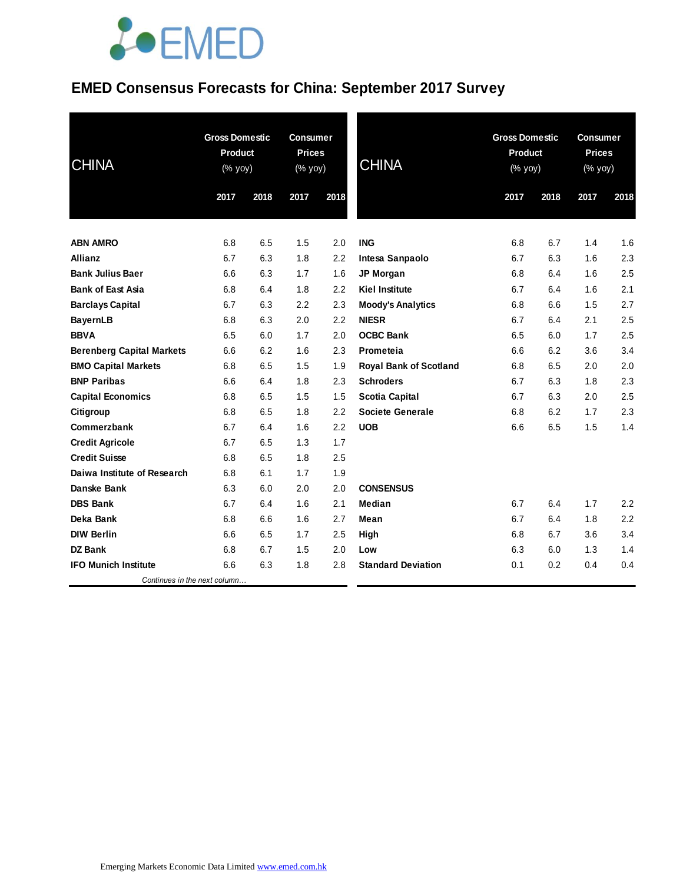# EMED Consensus Forecasts for China: September 2017 Survey

| CHINA | Gross Domestic Product (% yoy) | | Consumer Prices (% yoy) | |
|---|---|---|---|---|
| | 2017 | 2018 | 2017 | 2018 |
| **ABN AMRO** | 6.8 | 6.5 | 1.5 | 2.0 |
| **Allianz** | 6.7 | 6.3 | 1.8 | 2.2 |
| **Bank Julius Baer** | 6.6 | 6.3 | 1.7 | 1.6 |
| **Bank of East Asia** | 6.8 | 6.4 | 1.8 | 2.2 |
| **Barclays Capital** | 6.7 | 6.3 | 2.2 | 2.3 |
| **BayernLB** | 6.8 | 6.3 | 2.0 | 2.2 |
| **BBVA** | 6.5 | 6.0 | 1.7 | 2.0 |
| **Berenberg Capital Markets** | 6.6 | 6.2 | 1.6 | 2.3 |
| **BMO Capital Markets** | 6.8 | 6.5 | 1.5 | 1.9 |
| **BNP Paribas** | 6.6 | 6.4 | 1.8 | 2.3 |
| **Capital Economics** | 6.8 | 6.5 | 1.5 | 1.5 |
| **Citigroup** | 6.8 | 6.5 | 1.8 | 2.2 |
| **Commerzbank** | 6.7 | 6.4 | 1.6 | 2.2 |
| **Credit Agricole** | 6.7 | 6.5 | 1.3 | 1.7 |
| **Credit Suisse** | 6.8 | 6.5 | 1.8 | 2.5 |
| **Daiwa Institute of Research** | 6.8 | 6.1 | 1.7 | 1.9 |
| **Danske Bank** | 6.3 | 6.0 | 2.0 | 2.0 |
| **DBS Bank** | 6.7 | 6.4 | 1.6 | 2.1 |
| **Deka Bank** | 6.8 | 6.6 | 1.6 | 2.7 |
| **DIW Berlin** | 6.6 | 6.5 | 1.7 | 2.5 |
| **DZ Bank** | 6.8 | 6.7 | 1.5 | 2.0 |
| **IFO Munich Institute** | 6.6 | 6.3 | 1.8 | 2.8 |
| **ING** | 6.8 | 6.7 | 1.4 | 1.6 |
| **Intesa Sanpaolo** | 6.7 | 6.3 | 1.6 | 2.3 |
| **JP Morgan** | 6.8 | 6.4 | 1.6 | 2.5 |
| **Kiel Institute** | 6.7 | 6.4 | 1.6 | 2.1 |
| **Moody's Analytics** | 6.8 | 6.6 | 1.5 | 2.7 |
| **NIESR** | 6.7 | 6.4 | 2.1 | 2.5 |
| **OCBC Bank** | 6.5 | 6.0 | 1.7 | 2.5 |
| **Prometeia** | 6.6 | 6.2 | 3.6 | 3.4 |
| **Royal Bank of Scotland** | 6.8 | 6.5 | 2.0 | 2.0 |
| **Schroders** | 6.7 | 6.3 | 1.8 | 2.3 |
| **Scotia Capital** | 6.7 | 6.3 | 2.0 | 2.5 |
| **Societe Generale** | 6.8 | 6.2 | 1.7 | 2.3 |
| **UOB** | 6.6 | 6.5 | 1.5 | 1.4 |
| **CONSENSUS** | | | | |
| **Median** | 6.7 | 6.4 | 1.7 | 2.2 |
| **Mean** | 6.7 | 6.4 | 1.8 | 2.2 |
| **High** | 6.8 | 6.7 | 3.6 | 3.4 |
| **Low** | 6.3 | 6.0 | 1.3 | 1.4 |
| **Standard Deviation** | 0.1 | 0.2 | 0.4 | 0.4 |

Emerging Markets Economic Data Limited www.emed.com.hk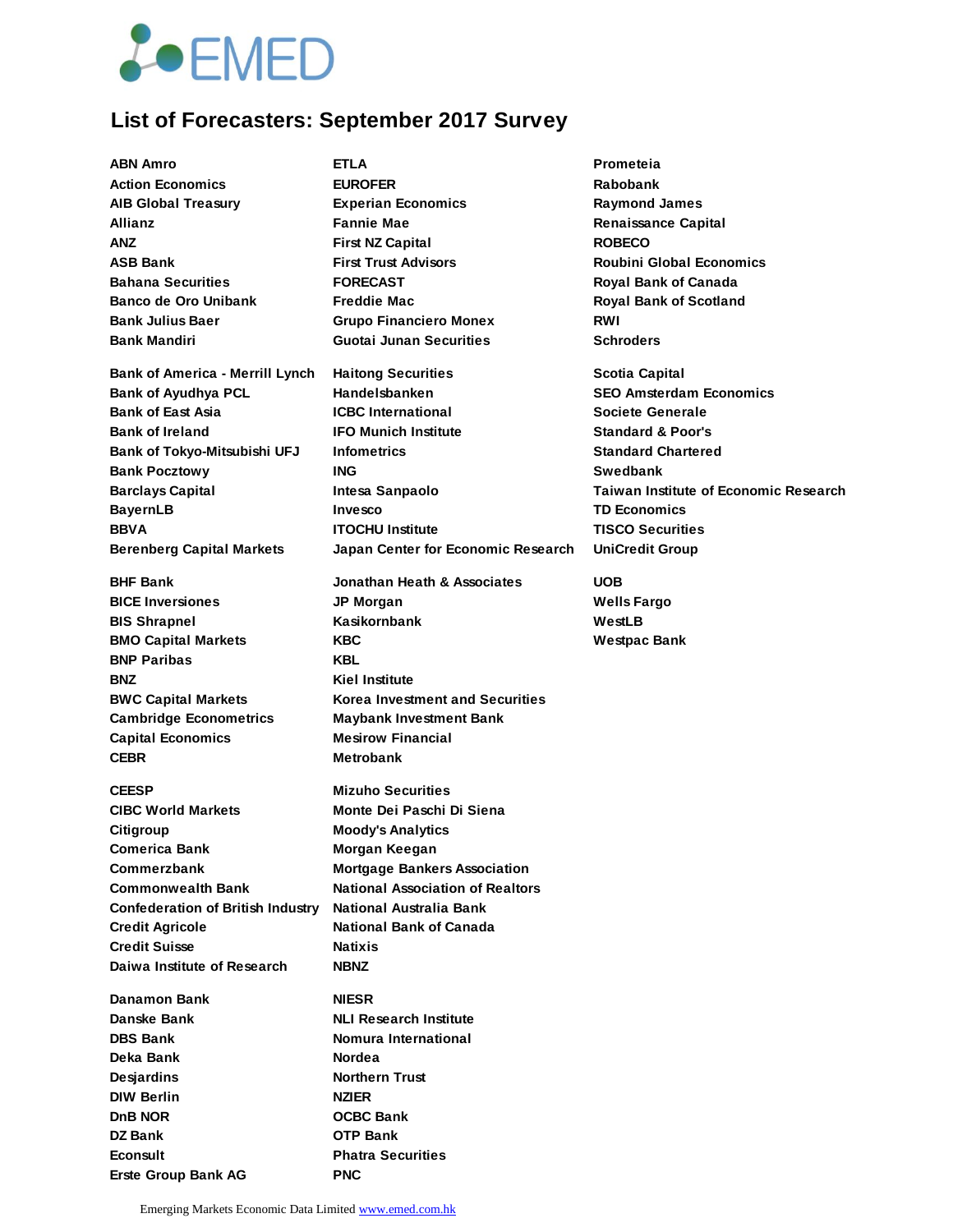EMED

# List of Forecasters: September 2017 Survey

ABN Amro
Action Economics
AIB Global Treasury
Allianz
ANZ
ASB Bank
Bahana Securities
Banco de Oro Unibank
Bank Julius Baer
Bank Mandiri

Bank of America - Merrill Lynch
Bank of Ayudhya PCL
Bank of East Asia
Bank of Ireland
Bank of Tokyo-Mitsubishi UFJ
Bank Pocztowy
Barclays Capital
BayernLB
BBVA
Berenberg Capital Markets

BHF Bank
BICE Inversiones
BIS Shrapnel
BMO Capital Markets
BNP Paribas
BNZ
BWC Capital Markets
Cambridge Econometrics
Capital Economics
CEBR

CEESP
CIBC World Markets
Citigroup
Comerica Bank
Commerzbank
Commonwealth Bank
Confederation of British Industry
Credit Agricole
Credit Suisse
Daiwa Institute of Research

Danamon Bank
Danske Bank
DBS Bank
Deka Bank
Desjardins
DIW Berlin
DnB NOR
DZ Bank
Econsult
Erste Group Bank AG

ETLA
EUROFER
Experian Economics
Fannie Mae
First NZ Capital
First Trust Advisors
FORECAST
Freddie Mac
Grupo Financiero Monex
Guotai Junan Securities

Haitong Securities
Handelsbanken
ICBC International
IFO Munich Institute
Infometrics
ING
Intesa Sanpaolo
Invesco
ITOCHU Institute
Japan Center for Economic Research

Jonathan Heath & Associates
JP Morgan
Kasikornbank
KBC
KBL
Kiel Institute
Korea Investment and Securities
Maybank Investment Bank
Mesirow Financial
Metrobank

Mizuho Securities
Monte Dei Paschi Di Siena
Moody's Analytics
Morgan Keegan
Mortgage Bankers Association
National Association of Realtors
National Australia Bank
National Bank of Canada
Natixis
NBNZ

NIESR
NLI Research Institute
Nomura International
Nordea
Northern Trust
NZIER
OCBC Bank
OTP Bank
Phatra Securities
PNC

Prometeia
Rabobank
Raymond James
Renaissance Capital
ROBECO
Roubini Global Economics
Royal Bank of Canada
Royal Bank of Scotland
RWI
Schroders

Scotia Capital
SEO Amsterdam Economics
Societe Generale
Standard & Poor's
Standard Chartered
Swedbank
Taiwan Institute of Economic Research
TD Economics
TISCO Securities
UniCredit Group

UOB
Wells Fargo
WestLB
Westpac Bank

Emerging Markets Economic Data Limited www.emed.com.hk